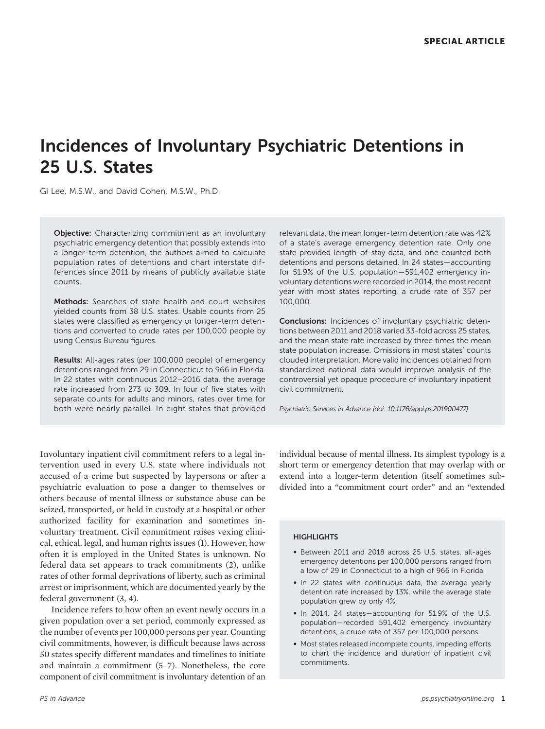SPECIAL ARTICLE

# Incidences of Involuntary Psychiatric Detentions in 25 U.S. States

Gi Lee, M.S.W., and David Cohen, M.S.W., Ph.D.

**Objective:** Characterizing commitment as an involuntary psychiatric emergency detention that possibly extends into a longer-term detention, the authors aimed to calculate population rates of detentions and chart interstate differences since 2011 by means of publicly available state counts.

**Methods:** Searches of state health and court websites yielded counts from 38 U.S. states. Usable counts from 25 states were classified as emergency or longer-term detentions and converted to crude rates per 100,000 people by using Census Bureau figures.

**Results:** All-ages rates (per 100,000 people) of emergency detentions ranged from 29 in Connecticut to 966 in Florida. In 22 states with continuous 2012–2016 data, the average rate increased from 273 to 309. In four of five states with separate counts for adults and minors, rates over time for both were nearly parallel. In eight states that provided relevant data, the mean longer-term detention rate was 42% of a state's average emergency detention rate. Only one state provided length-of-stay data, and one counted both detentions and persons detained. In 24 states—accounting for 51.9% of the U.S. population—591,402 emergency involuntary detentions were recorded in 2014, the most recent year with most states reporting, a crude rate of 357 per 100,000.

**Conclusions:** Incidences of involuntary psychiatric detentions between 2011 and 2018 varied 33-fold across 25 states, and the mean state rate increased by three times the mean state population increase. Omissions in most states' counts clouded interpretation. More valid incidences obtained from standardized national data would improve analysis of the controversial yet opaque procedure of involuntary inpatient civil commitment.

*Psychiatric Services in Advance (doi: 10.1176/appi.ps.201900477)*

Involuntary inpatient civil commitment refers to a legal intervention used in every U.S. state where individuals not accused of a crime but suspected by laypersons or after a psychiatric evaluation to pose a danger to themselves or others because of mental illness or substance abuse can be seized, transported, or held in custody at a hospital or other authorized facility for examination and sometimes involuntary treatment. Civil commitment raises vexing clinical, ethical, legal, and human rights issues (1). However, how often it is employed in the United States is unknown. No federal data set appears to track commitments (2), unlike rates of other formal deprivations of liberty, such as criminal arrest or imprisonment, which are documented yearly by the federal government (3, 4).

Incidence refers to how often an event newly occurs in a given population over a set period, commonly expressed as the number of events per 100,000 persons per year. Counting civil commitments, however, is difficult because laws across 50 states specify different mandates and timelines to initiate and maintain a commitment (5–7). Nonetheless, the core component of civil commitment is involuntary detention of an individual because of mental illness. Its simplest typology is a short term or emergency detention that may overlap with or extend into a longer-term detention (itself sometimes subdivided into a "commitment court order" and an "extended

#### HIGHLIGHTS

- Between 2011 and 2018 across 25 U.S. states, all-ages emergency detentions per 100,000 persons ranged from a low of 29 in Connecticut to a high of 966 in Florida.
- In 22 states with continuous data, the average yearly detention rate increased by 13%, while the average state population grew by only 4%.
- In 2014, 24 states—accounting for 51.9% of the U.S. population—recorded 591,402 emergency involuntary detentions, a crude rate of 357 per 100,000 persons.
- Most states released incomplete counts, impeding efforts to chart the incidence and duration of inpatient civil commitments.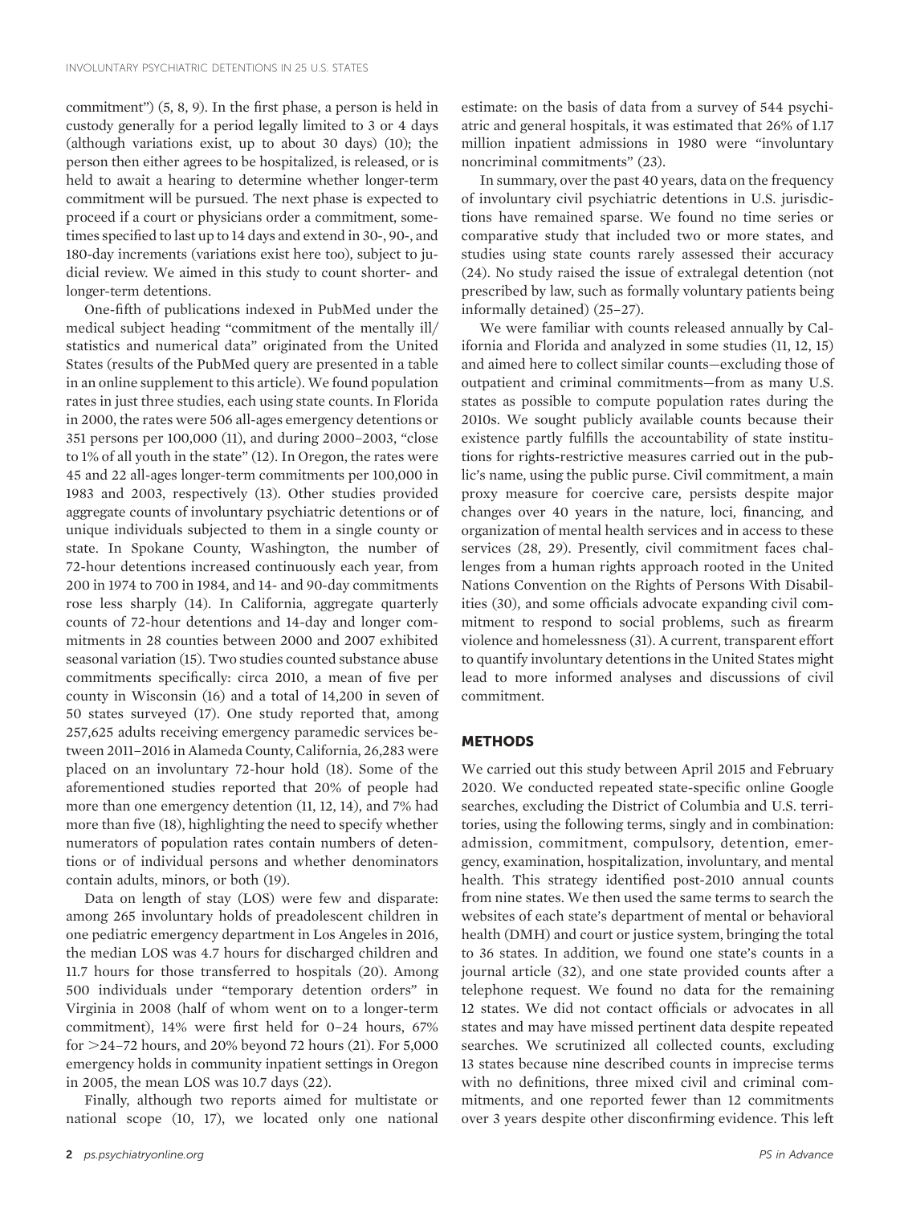commitment") (5, 8, 9). In the first phase, a person is held in custody generally for a period legally limited to 3 or 4 days (although variations exist, up to about 30 days) (10); the person then either agrees to be hospitalized, is released, or is held to await a hearing to determine whether longer-term commitment will be pursued. The next phase is expected to proceed if a court or physicians order a commitment, sometimes specified to last up to 14 days and extend in 30-, 90-, and 180-day increments (variations exist here too), subject to judicial review. We aimed in this study to count shorter- and longer-term detentions.

One-fifth of publications indexed in PubMed under the medical subject heading "commitment of the mentally ill/ statistics and numerical data" originated from the United States (results of the PubMed query are presented in a table in an online supplement to this article). We found population rates in just three studies, each using state counts. In Florida in 2000, the rates were 506 all-ages emergency detentions or 351 persons per 100,000 (11), and during 2000–2003, "close to 1% of all youth in the state" (12). In Oregon, the rates were 45 and 22 all-ages longer-term commitments per 100,000 in 1983 and 2003, respectively (13). Other studies provided aggregate counts of involuntary psychiatric detentions or of unique individuals subjected to them in a single county or state. In Spokane County, Washington, the number of 72-hour detentions increased continuously each year, from 200 in 1974 to 700 in 1984, and 14- and 90-day commitments rose less sharply (14). In California, aggregate quarterly counts of 72-hour detentions and 14-day and longer commitments in 28 counties between 2000 and 2007 exhibited seasonal variation (15). Two studies counted substance abuse commitments specifically: circa 2010, a mean of five per county in Wisconsin (16) and a total of 14,200 in seven of 50 states surveyed (17). One study reported that, among 257,625 adults receiving emergency paramedic services between 2011–2016 in Alameda County, California, 26,283 were placed on an involuntary 72-hour hold (18). Some of the aforementioned studies reported that 20% of people had more than one emergency detention (11, 12, 14), and 7% had more than five (18), highlighting the need to specify whether numerators of population rates contain numbers of detentions or of individual persons and whether denominators contain adults, minors, or both (19).

Data on length of stay (LOS) were few and disparate: among 265 involuntary holds of preadolescent children in one pediatric emergency department in Los Angeles in 2016, the median LOS was 4.7 hours for discharged children and 11.7 hours for those transferred to hospitals (20). Among 500 individuals under "temporary detention orders" in Virginia in 2008 (half of whom went on to a longer-term commitment), 14% were first held for 0–24 hours, 67% for >24–72 hours, and 20% beyond 72 hours (21). For 5,000 emergency holds in community inpatient settings in Oregon in 2005, the mean LOS was 10.7 days (22).

Finally, although two reports aimed for multistate or national scope (10, 17), we located only one national estimate: on the basis of data from a survey of 544 psychiatric and general hospitals, it was estimated that 26% of 1.17 million inpatient admissions in 1980 were "involuntary noncriminal commitments" (23).

In summary, over the past 40 years, data on the frequency of involuntary civil psychiatric detentions in U.S. jurisdictions have remained sparse. We found no time series or comparative study that included two or more states, and studies using state counts rarely assessed their accuracy (24). No study raised the issue of extralegal detention (not prescribed by law, such as formally voluntary patients being informally detained) (25–27).

We were familiar with counts released annually by California and Florida and analyzed in some studies (11, 12, 15) and aimed here to collect similar counts—excluding those of outpatient and criminal commitments—from as many U.S. states as possible to compute population rates during the 2010s. We sought publicly available counts because their existence partly fulfills the accountability of state institutions for rights-restrictive measures carried out in the public's name, using the public purse. Civil commitment, a main proxy measure for coercive care, persists despite major changes over 40 years in the nature, loci, financing, and organization of mental health services and in access to these services (28, 29). Presently, civil commitment faces challenges from a human rights approach rooted in the United Nations Convention on the Rights of Persons With Disabilities (30), and some officials advocate expanding civil commitment to respond to social problems, such as firearm violence and homelessness (31). A current, transparent effort to quantify involuntary detentions in the United States might lead to more informed analyses and discussions of civil commitment.

## METHODS

We carried out this study between April 2015 and February 2020. We conducted repeated state-specific online Google searches, excluding the District of Columbia and U.S. territories, using the following terms, singly and in combination: admission, commitment, compulsory, detention, emergency, examination, hospitalization, involuntary, and mental health. This strategy identified post-2010 annual counts from nine states. We then used the same terms to search the websites of each state's department of mental or behavioral health (DMH) and court or justice system, bringing the total to 36 states. In addition, we found one state's counts in a journal article (32), and one state provided counts after a telephone request. We found no data for the remaining 12 states. We did not contact officials or advocates in all states and may have missed pertinent data despite repeated searches. We scrutinized all collected counts, excluding 13 states because nine described counts in imprecise terms with no definitions, three mixed civil and criminal commitments, and one reported fewer than 12 commitments over 3 years despite other disconfirming evidence. This left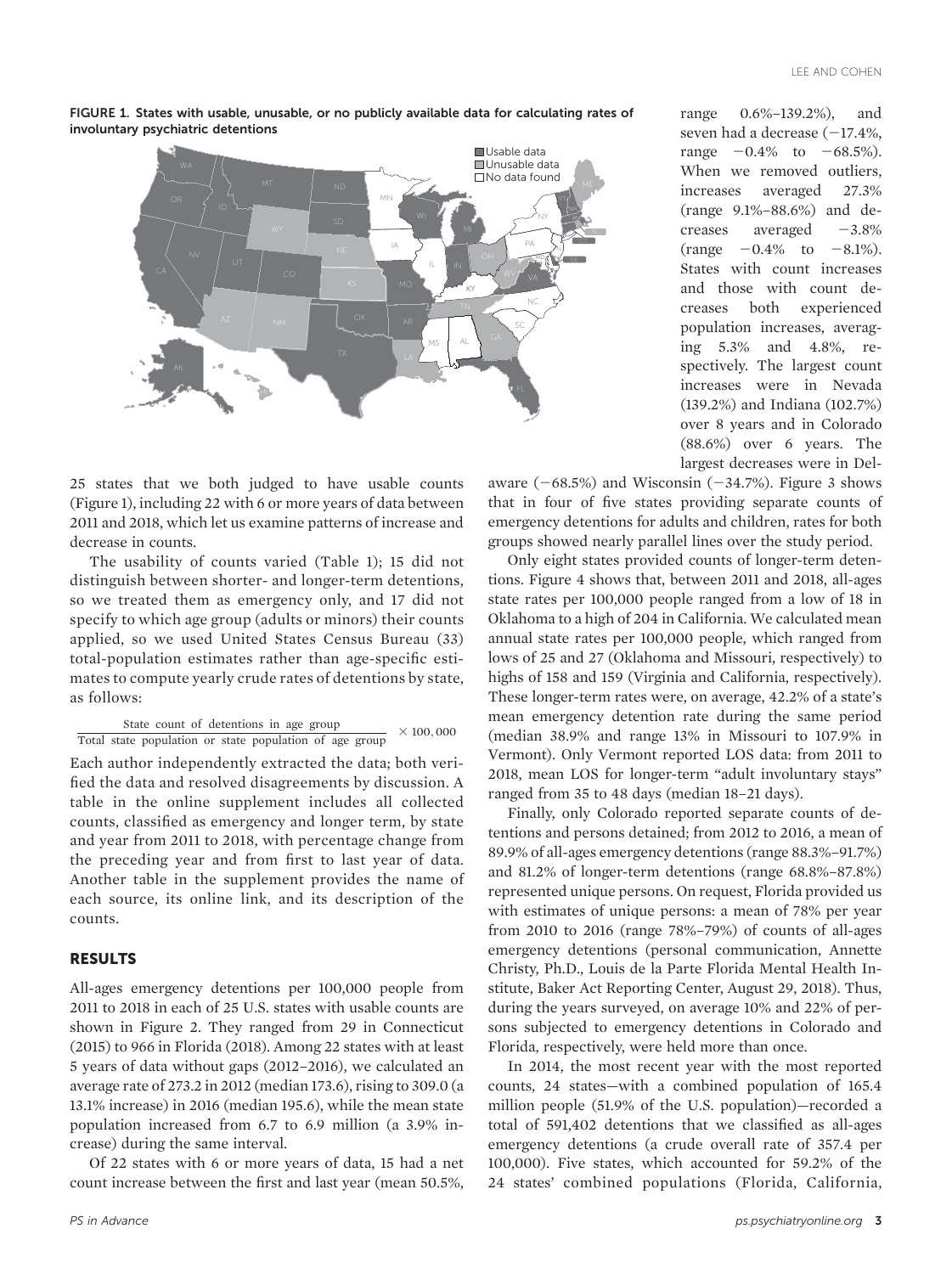FIGURE 1. States with usable, unusable, or no publicly available data for calculating rates of involuntary psychiatric detentions

25 states that we both judged to have usable counts (Figure 1), including 22 with 6 or more years of data between 2011 and 2018, which let us examine patterns of increase and decrease in counts.

The usability of counts varied (Table 1); 15 did not distinguish between shorter- and longer-term detentions, so we treated them as emergency only, and 17 did not specify to which age group (adults or minors) their counts applied, so we used United States Census Bureau (33) total-population estimates rather than age-specific estimates to compute yearly crude rates of detentions by state, as follows:

$$\frac{\text{State count of detentions in age group}}{\text{Total state population or state population of age group}} \times 100,000$$

Each author independently extracted the data; both verified the data and resolved disagreements by discussion. A table in the online supplement includes all collected counts, classified as emergency and longer term, by state and year from 2011 to 2018, with percentage change from the preceding year and from first to last year of data. Another table in the supplement provides the name of each source, its online link, and its description of the counts.

## RESULTS

All-ages emergency detentions per 100,000 people from 2011 to 2018 in each of 25 U.S. states with usable counts are shown in Figure 2. They ranged from 29 in Connecticut (2015) to 966 in Florida (2018). Among 22 states with at least 5 years of data without gaps (2012–2016), we calculated an average rate of 273.2 in 2012 (median 173.6), rising to 309.0 (a 13.1% increase) in 2016 (median 195.6), while the mean state population increased from 6.7 to 6.9 million (a 3.9% increase) during the same interval.

Of 22 states with 6 or more years of data, 15 had a net count increase between the first and last year (mean 50.5%, range 0.6%–139.2%), and seven had a decrease (−17.4%, range −0.4% to −68.5%). When we removed outliers, increases averaged 27.3% (range 9.1%–88.6%) and decreases averaged −3.8% (range −0.4% to −8.1%). States with count increases and those with count decreases both experienced population increases, averaging 5.3% and 4.8%, respectively. The largest count increases were in Nevada (139.2%) and Indiana (102.7%) over 8 years and in Colorado (88.6%) over 6 years. The largest decreases were in Delaware (−68.5%) and Wisconsin (−34.7%). Figure 3 shows that in four of five states providing separate counts of emergency detentions for adults and children, rates for both groups showed nearly parallel lines over the study period.

Only eight states provided counts of longer-term detentions. Figure 4 shows that, between 2011 and 2018, all-ages state rates per 100,000 people ranged from a low of 18 in Oklahoma to a high of 204 in California. We calculated mean annual state rates per 100,000 people, which ranged from lows of 25 and 27 (Oklahoma and Missouri, respectively) to highs of 158 and 159 (Virginia and California, respectively). These longer-term rates were, on average, 42.2% of a state's mean emergency detention rate during the same period (median 38.9% and range 13% in Missouri to 107.9% in Vermont). Only Vermont reported LOS data: from 2011 to 2018, mean LOS for longer-term "adult involuntary stays" ranged from 35 to 48 days (median 18–21 days).

Finally, only Colorado reported separate counts of detentions and persons detained; from 2012 to 2016, a mean of 89.9% of all-ages emergency detentions (range 88.3%–91.7%) and 81.2% of longer-term detentions (range 68.8%–87.8%) represented unique persons. On request, Florida provided us with estimates of unique persons: a mean of 78% per year from 2010 to 2016 (range 78%–79%) of counts of all-ages emergency detentions (personal communication, Annette Christy, Ph.D., Louis de la Parte Florida Mental Health Institute, Baker Act Reporting Center, August 29, 2018). Thus, during the years surveyed, on average 10% and 22% of persons subjected to emergency detentions in Colorado and Florida, respectively, were held more than once.

In 2014, the most recent year with the most reported counts, 24 states—with a combined population of 165.4 million people (51.9% of the U.S. population)—recorded a total of 591,402 detentions that we classified as all-ages emergency detentions (a crude overall rate of 357.4 per 100,000). Five states, which accounted for 59.2% of the 24 states' combined populations (Florida, California,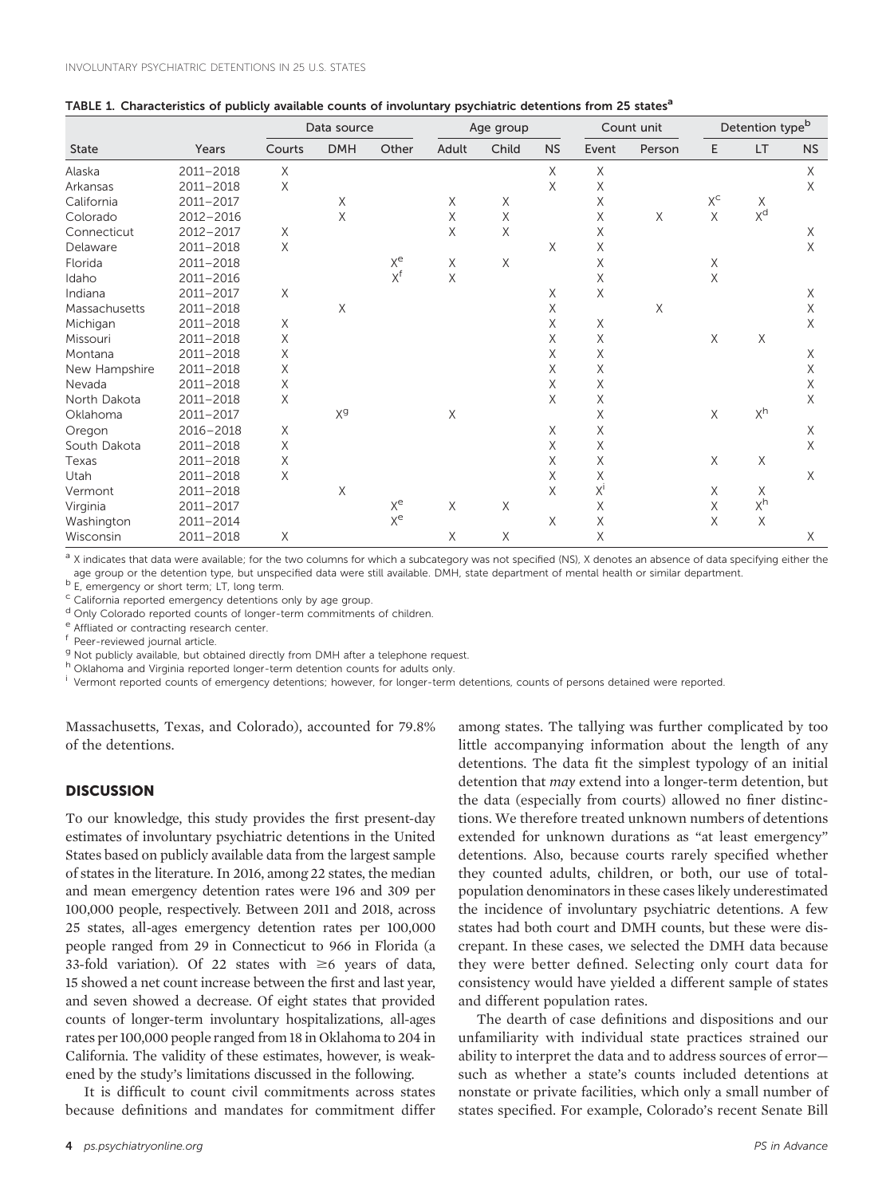**TABLE 1. Characteristics of publicly available counts of involuntary psychiatric detentions from 25 states[a]**

| State | Years | Data source | | | Age group | | | Count unit | | Detention type[b] | | |
|---|---|---|---|---|---|---|---|---|---|---|---|---|
| | | Courts | DMH | Other | Adult | Child | NS | Event | Person | E | LT | NS |
| Alaska | 2011–2018 | X | | | | | X | X | | | | X |
| Arkansas | 2011–2018 | X | | | | | X | X | | | | X |
| California | 2011–2017 | | X | | X | X | | X | | X[c] | X | |
| Colorado | 2012–2016 | | X | | X | X | | X | X | X | X[d] | |
| Connecticut | 2012–2017 | X | | | X | X | | X | | | | X |
| Delaware | 2011–2018 | X | | | | | X | X | | | | X |
| Florida | 2011–2018 | | | X[e] | X | X | | X | | X | | |
| Idaho | 2011–2016 | | | X[f] | X | | | X | | X | | |
| Indiana | 2011–2017 | X | | | | | X | X | | | | X |
| Massachusetts | 2011–2018 | | X | | | | X | | X | | | X |
| Michigan | 2011–2018 | X | | | | | X | X | | | | X |
| Missouri | 2011–2018 | X | | | | | X | X | | X | X | |
| Montana | 2011–2018 | X | | | | | X | X | | | | X |
| New Hampshire | 2011–2018 | X | | | | | X | X | | | | X |
| Nevada | 2011–2018 | X | | | | | X | X | | | | X |
| North Dakota | 2011–2018 | X | | | | | X | X | | | | X |
| Oklahoma | 2011–2017 | | X[g] | | X | | | X | | X | X[h] | |
| Oregon | 2016–2018 | X | | | | | X | X | | | | X |
| South Dakota | 2011–2018 | X | | | | | X | X | | | | X |
| Texas | 2011–2018 | X | | | | | X | X | | X | X | |
| Utah | 2011–2018 | X | | | | | X | X | | | | X |
| Vermont | 2011–2018 | | X | | | | X | X[i] | | X | X | |
| Virginia | 2011–2017 | | | X[e] | X | X | | X | | X | X[h] | |
| Washington | 2011–2014 | | | X[e] | | | X | X | | X | X | |
| Wisconsin | 2011–2018 | X | | | X | X | | X | | | | X |

[a] X indicates that data were available; for the two columns for which a subcategory was not specified (NS), X denotes an absence of data specifying either the age group or the detention type, but unspecified data were still available. DMH, state department of mental health or similar department.
[b] E, emergency or short term; LT, long term.
[c] California reported emergency detentions only by age group.
[d] Only Colorado reported counts of longer-term commitments of children.
[e] Affliated or contracting research center.
[f] Peer-reviewed journal article.
[g] Not publicly available, but obtained directly from DMH after a telephone request.
[h] Oklahoma and Virginia reported longer-term detention counts for adults only.
[i] Vermont reported counts of emergency detentions; however, for longer-term detentions, counts of persons detained were reported.

Massachusetts, Texas, and Colorado), accounted for 79.8% of the detentions.

## DISCUSSION

To our knowledge, this study provides the first present-day estimates of involuntary psychiatric detentions in the United States based on publicly available data from the largest sample of states in the literature. In 2016, among 22 states, the median and mean emergency detention rates were 196 and 309 per 100,000 people, respectively. Between 2011 and 2018, across 25 states, all-ages emergency detention rates per 100,000 people ranged from 29 in Connecticut to 966 in Florida (a 33-fold variation). Of 22 states with ≥6 years of data, 15 showed a net count increase between the first and last year, and seven showed a decrease. Of eight states that provided counts of longer-term involuntary hospitalizations, all-ages rates per 100,000 people ranged from 18 in Oklahoma to 204 in California. The validity of these estimates, however, is weakened by the study's limitations discussed in the following.

It is difficult to count civil commitments across states because definitions and mandates for commitment differ among states. The tallying was further complicated by too little accompanying information about the length of any detentions. The data fit the simplest typology of an initial detention that *may* extend into a longer-term detention, but the data (especially from courts) allowed no finer distinctions. We therefore treated unknown numbers of detentions extended for unknown durations as "at least emergency" detentions. Also, because courts rarely specified whether they counted adults, children, or both, our use of total-population denominators in these cases likely underestimated the incidence of involuntary psychiatric detentions. A few states had both court and DMH counts, but these were discrepant. In these cases, we selected the DMH data because they were better defined. Selecting only court data for consistency would have yielded a different sample of states and different population rates.

The dearth of case definitions and dispositions and our unfamiliarity with individual state practices strained our ability to interpret the data and to address sources of error—such as whether a state's counts included detentions at nonstate or private facilities, which only a small number of states specified. For example, Colorado's recent Senate Bill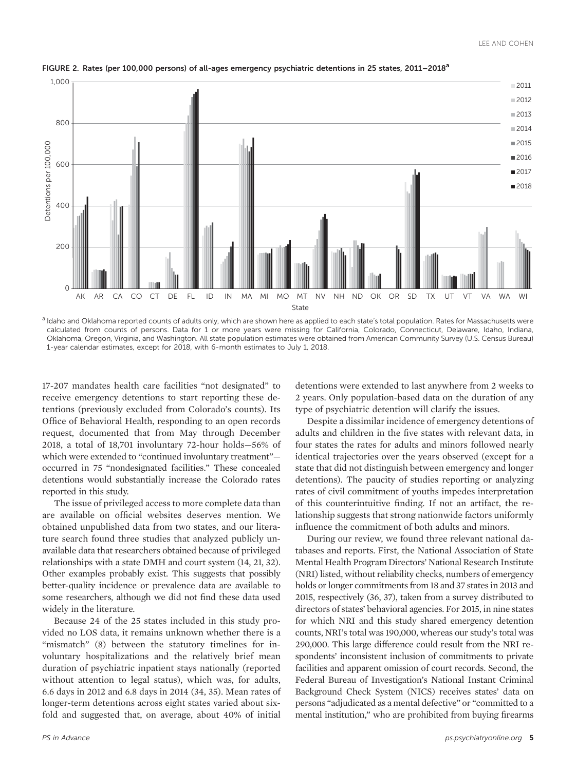FIGURE 2. Rates (per 100,000 persons) of all-ages emergency psychiatric detentions in 25 states, 2011–2018[a]

[a] Idaho and Oklahoma reported counts of adults only, which are shown here as applied to each state's total population. Rates for Massachusetts were calculated from counts of persons. Data for 1 or more years were missing for California, Colorado, Connecticut, Delaware, Idaho, Indiana, Oklahoma, Oregon, Virginia, and Washington. All state population estimates were obtained from American Community Survey (U.S. Census Bureau) 1-year calendar estimates, except for 2018, with 6-month estimates to July 1, 2018.

17-207 mandates health care facilities "not designated" to receive emergency detentions to start reporting these detentions (previously excluded from Colorado's counts). Its Office of Behavioral Health, responding to an open records request, documented that from May through December 2018, a total of 18,701 involuntary 72-hour holds—56% of which were extended to "continued involuntary treatment"—occurred in 75 "nondesignated facilities." These concealed detentions would substantially increase the Colorado rates reported in this study.

The issue of privileged access to more complete data than are available on official websites deserves mention. We obtained unpublished data from two states, and our literature search found three studies that analyzed publicly unavailable data that researchers obtained because of privileged relationships with a state DMH and court system (14, 21, 32). Other examples probably exist. This suggests that possibly better-quality incidence or prevalence data are available to some researchers, although we did not find these data used widely in the literature.

Because 24 of the 25 states included in this study provided no LOS data, it remains unknown whether there is a "mismatch" (8) between the statutory timelines for involuntary hospitalizations and the relatively brief mean duration of psychiatric inpatient stays nationally (reported without attention to legal status), which was, for adults, 6.6 days in 2012 and 6.8 days in 2014 (34, 35). Mean rates of longer-term detentions across eight states varied about sixfold and suggested that, on average, about 40% of initial detentions were extended to last anywhere from 2 weeks to 2 years. Only population-based data on the duration of any type of psychiatric detention will clarify the issues.

Despite a dissimilar incidence of emergency detentions of adults and children in the five states with relevant data, in four states the rates for adults and minors followed nearly identical trajectories over the years observed (except for a state that did not distinguish between emergency and longer detentions). The paucity of studies reporting or analyzing rates of civil commitment of youths impedes interpretation of this counterintuitive finding. If not an artifact, the relationship suggests that strong nationwide factors uniformly influence the commitment of both adults and minors.

During our review, we found three relevant national databases and reports. First, the National Association of State Mental Health Program Directors' National Research Institute (NRI) listed, without reliability checks, numbers of emergency holds or longer commitments from 18 and 37 states in 2013 and 2015, respectively (36, 37), taken from a survey distributed to directors of states' behavioral agencies. For 2015, in nine states for which NRI and this study shared emergency detention counts, NRI's total was 190,000, whereas our study's total was 290,000. This large difference could result from the NRI respondents' inconsistent inclusion of commitments to private facilities and apparent omission of court records. Second, the Federal Bureau of Investigation's National Instant Criminal Background Check System (NICS) receives states' data on persons "adjudicated as a mental defective" or "committed to a mental institution," who are prohibited from buying firearms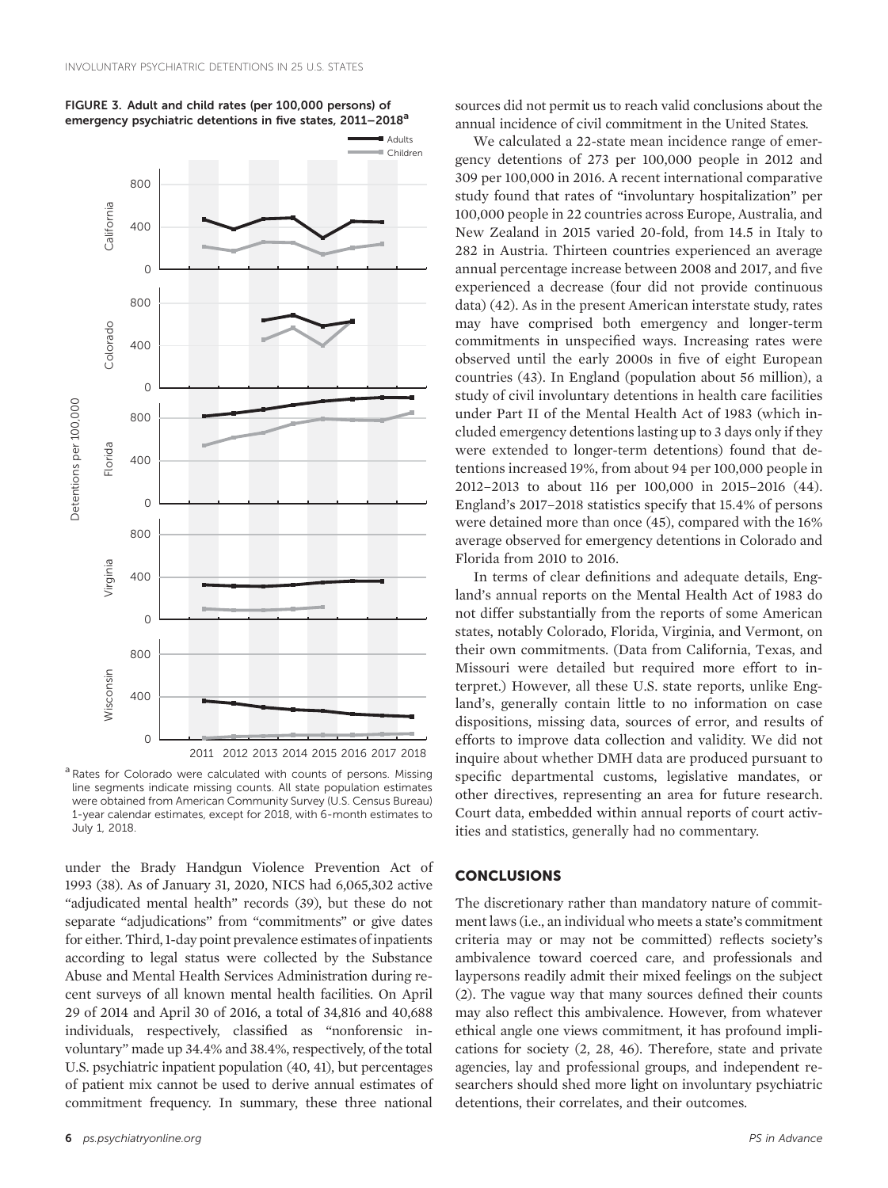**FIGURE 3. Adult and child rates (per 100,000 persons) of emergency psychiatric detentions in five states, 2011–2018[a]**

[a] Rates for Colorado were calculated with counts of persons. Missing line segments indicate missing counts. All state population estimates were obtained from American Community Survey (U.S. Census Bureau) 1-year calendar estimates, except for 2018, with 6-month estimates to July 1, 2018.

under the Brady Handgun Violence Prevention Act of 1993 (38). As of January 31, 2020, NICS had 6,065,302 active "adjudicated mental health" records (39), but these do not separate "adjudications" from "commitments" or give dates for either. Third, 1-day point prevalence estimates of inpatients according to legal status were collected by the Substance Abuse and Mental Health Services Administration during recent surveys of all known mental health facilities. On April 29 of 2014 and April 30 of 2016, a total of 34,816 and 40,688 individuals, respectively, classified as "nonforensic involuntary" made up 34.4% and 38.4%, respectively, of the total U.S. psychiatric inpatient population (40, 41), but percentages of patient mix cannot be used to derive annual estimates of commitment frequency. In summary, these three national sources did not permit us to reach valid conclusions about the annual incidence of civil commitment in the United States.

We calculated a 22-state mean incidence range of emergency detentions of 273 per 100,000 people in 2012 and 309 per 100,000 in 2016. A recent international comparative study found that rates of "involuntary hospitalization" per 100,000 people in 22 countries across Europe, Australia, and New Zealand in 2015 varied 20-fold, from 14.5 in Italy to 282 in Austria. Thirteen countries experienced an average annual percentage increase between 2008 and 2017, and five experienced a decrease (four did not provide continuous data) (42). As in the present American interstate study, rates may have comprised both emergency and longer-term commitments in unspecified ways. Increasing rates were observed until the early 2000s in five of eight European countries (43). In England (population about 56 million), a study of civil involuntary detentions in health care facilities under Part II of the Mental Health Act of 1983 (which included emergency detentions lasting up to 3 days only if they were extended to longer-term detentions) found that detentions increased 19%, from about 94 per 100,000 people in 2012–2013 to about 116 per 100,000 in 2015–2016 (44). England's 2017–2018 statistics specify that 15.4% of persons were detained more than once (45), compared with the 16% average observed for emergency detentions in Colorado and Florida from 2010 to 2016.

In terms of clear definitions and adequate details, England's annual reports on the Mental Health Act of 1983 do not differ substantially from the reports of some American states, notably Colorado, Florida, Virginia, and Vermont, on their own commitments. (Data from California, Texas, and Missouri were detailed but required more effort to interpret.) However, all these U.S. state reports, unlike England's, generally contain little to no information on case dispositions, missing data, sources of error, and results of efforts to improve data collection and validity. We did not inquire about whether DMH data are produced pursuant to specific departmental customs, legislative mandates, or other directives, representing an area for future research. Court data, embedded within annual reports of court activities and statistics, generally had no commentary.

## CONCLUSIONS

The discretionary rather than mandatory nature of commitment laws (i.e., an individual who meets a state's commitment criteria may or may not be committed) reflects society's ambivalence toward coerced care, and professionals and laypersons readily admit their mixed feelings on the subject (2). The vague way that many sources defined their counts may also reflect this ambivalence. However, from whatever ethical angle one views commitment, it has profound implications for society (2, 28, 46). Therefore, state and private agencies, lay and professional groups, and independent researchers should shed more light on involuntary psychiatric detentions, their correlates, and their outcomes.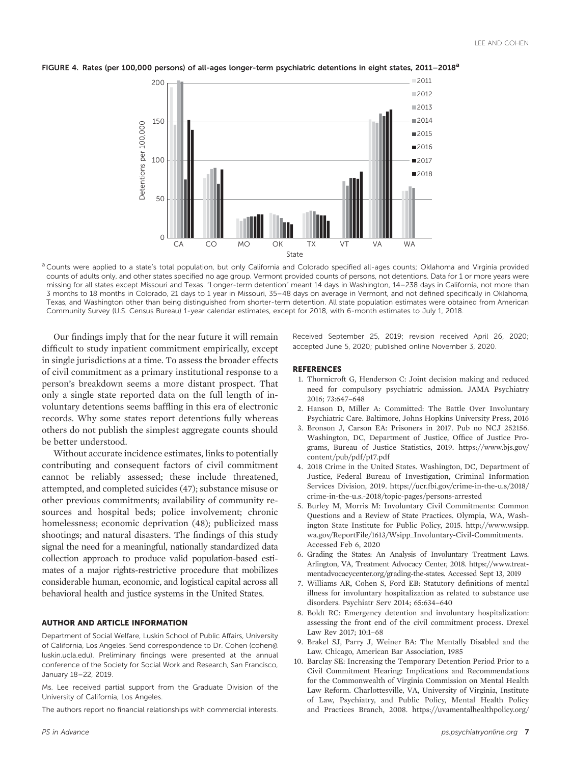**FIGURE 4. Rates (per 100,000 persons) of all-ages longer-term psychiatric detentions in eight states, 2011–2018[a]**

[a] Counts were applied to a state's total population, but only California and Colorado specified all-ages counts; Oklahoma and Virginia provided counts of adults only, and other states specified no age group. Vermont provided counts of persons, not detentions. Data for 1 or more years were missing for all states except Missouri and Texas. "Longer-term detention" meant 14 days in Washington, 14–238 days in California, not more than 3 months to 18 months in Colorado, 21 days to 1 year in Missouri, 35–48 days on average in Vermont, and not defined specifically in Oklahoma, Texas, and Washington other than being distinguished from shorter-term detention. All state population estimates were obtained from American Community Survey (U.S. Census Bureau) 1-year calendar estimates, except for 2018, with 6-month estimates to July 1, 2018.

Our findings imply that for the near future it will remain difficult to study inpatient commitment empirically, except in single jurisdictions at a time. To assess the broader effects of civil commitment as a primary institutional response to a person's breakdown seems a more distant prospect. That only a single state reported data on the full length of involuntary detentions seems baffling in this era of electronic records. Why some states report detentions fully whereas others do not publish the simplest aggregate counts should be better understood.

Without accurate incidence estimates, links to potentially contributing and consequent factors of civil commitment cannot be reliably assessed; these include threatened, attempted, and completed suicides (47); substance misuse or other previous commitments; availability of community resources and hospital beds; police involvement; chronic homelessness; economic deprivation (48); publicized mass shootings; and natural disasters. The findings of this study signal the need for a meaningful, nationally standardized data collection approach to produce valid population-based estimates of a major rights-restrictive procedure that mobilizes considerable human, economic, and logistical capital across all behavioral health and justice systems in the United States.

## AUTHOR AND ARTICLE INFORMATION

Department of Social Welfare, Luskin School of Public Affairs, University of California, Los Angeles. Send correspondence to Dr. Cohen (cohen@luskin.ucla.edu). Preliminary findings were presented at the annual conference of the Society for Social Work and Research, San Francisco, January 18–22, 2019.

Ms. Lee received partial support from the Graduate Division of the University of California, Los Angeles.

The authors report no financial relationships with commercial interests.

Received September 25, 2019; revision received April 26, 2020; accepted June 5, 2020; published online November 3, 2020.

## REFERENCES

1. Thornicroft G, Henderson C: Joint decision making and reduced need for compulsory psychiatric admission. JAMA Psychiatry 2016; 73:647–648
2. Hanson D, Miller A: Committed: The Battle Over Involuntary Psychiatric Care. Baltimore, Johns Hopkins University Press, 2016
3. Bronson J, Carson EA: Prisoners in 2017. Pub no NCJ 252156. Washington, DC, Department of Justice, Office of Justice Programs, Bureau of Justice Statistics, 2019. https://www.bjs.gov/content/pub/pdf/p17.pdf
4. 2018 Crime in the United States. Washington, DC, Department of Justice, Federal Bureau of Investigation, Criminal Information Services Division, 2019. https://ucr.fbi.gov/crime-in-the-u.s/2018/crime-in-the-u.s.-2018/topic-pages/persons-arrested
5. Burley M, Morris M: Involuntary Civil Commitments: Common Questions and a Review of State Practices. Olympia, WA, Washington State Institute for Public Policy, 2015. http://www.wsipp.wa.gov/ReportFile/1613/Wsipp_Involuntary-Civil-Commitments. Accessed Feb 6, 2020
6. Grading the States: An Analysis of Involuntary Treatment Laws. Arlington, VA, Treatment Advocacy Center, 2018. https://www.treatmentadvocacycenter.org/grading-the-states. Accessed Sept 13, 2019
7. Williams AR, Cohen S, Ford EB: Statutory definitions of mental illness for involuntary hospitalization as related to substance use disorders. Psychiatr Serv 2014; 65:634–640
8. Boldt RC: Emergency detention and involuntary hospitalization: assessing the front end of the civil commitment process. Drexel Law Rev 2017; 10:1–68
9. Brakel SJ, Parry J, Weiner BA: The Mentally Disabled and the Law. Chicago, American Bar Association, 1985
10. Barclay SE: Increasing the Temporary Detention Period Prior to a Civil Commitment Hearing: Implications and Recommendations for the Commonwealth of Virginia Commission on Mental Health Law Reform. Charlottesville, VA, University of Virginia, Institute of Law, Psychiatry, and Public Policy, Mental Health Policy and Practices Branch, 2008. https://uvamentalhealthpolicy.org/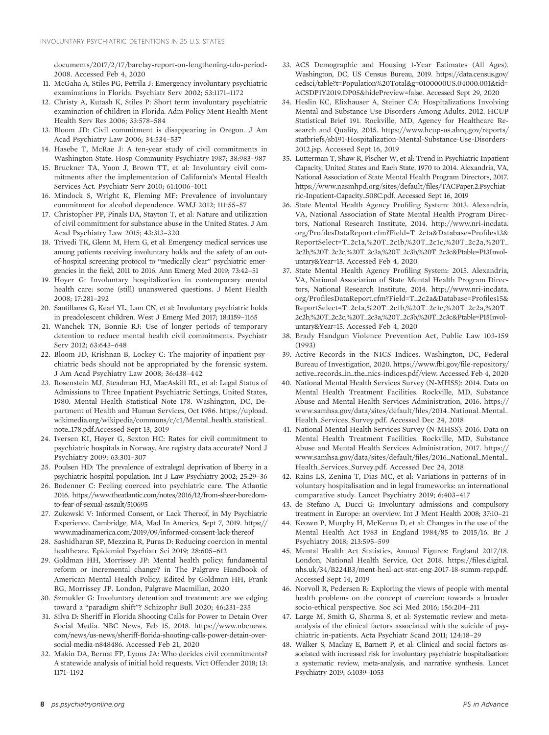documents/2017/2/17/barclay-report-on-lengthening-tdo-period-2008. Accessed Feb 4, 2020

11. McGaha A, Stiles PG, Petrila J: Emergency involuntary psychiatric examinations in Florida. Psychiatr Serv 2002; 53:1171–1172
12. Christy A, Kutash K, Stiles P: Short term involuntary psychiatric examination of children in Florida. Adm Policy Ment Health Ment Health Serv Res 2006; 33:578–584
13. Bloom JD: Civil commitment is disappearing in Oregon. J Am Acad Psychiatry Law 2006; 34:534–537
14. Hasebe T, McRae J: A ten-year study of civil commitments in Washington State. Hosp Community Psychiatry 1987; 38:983–987
15. Bruckner TA, Yoon J, Brown TT, et al: Involuntary civil commitments after the implementation of California's Mental Health Services Act. Psychiatr Serv 2010; 61:1006–1011
16. Mindock S, Wright K, Fleming MF: Prevalence of involuntary commitment for alcohol dependence. WMJ 2012; 111:55–57
17. Christopher PP, Pinals DA, Stayton T, et al: Nature and utilization of civil commitment for substance abuse in the United States. J Am Acad Psychiatry Law 2015; 43:313–320
18. Trivedi TK, Glenn M, Hern G, et al: Emergency medical services use among patients receiving involuntary holds and the safety of an out-of-hospital screening protocol to "medically clear" psychiatric emergencies in the field, 2011 to 2016. Ann Emerg Med 2019; 73:42–51
19. Høyer G: Involuntary hospitalization in contemporary mental health care: some (still) unanswered questions. J Ment Health 2008; 17:281–292
20. Santillanes G, Kearl YL, Lam CN, et al: Involuntary psychiatric holds in preadolescent children. West J Emerg Med 2017; 18:1159–1165
21. Wanchek TN, Bonnie RJ: Use of longer periods of temporary detention to reduce mental health civil commitments. Psychiatr Serv 2012; 63:643–648
22. Bloom JD, Krishnan B, Lockey C: The majority of inpatient psychiatric beds should not be appropriated by the forensic system. J Am Acad Psychiatry Law 2008; 36:438–442
23. Rosenstein MJ, Steadman HJ, MacAskill RL, et al: Legal Status of Admissions to Three Inpatient Psychiatric Settings, United States, 1980. Mental Health Statistical Note 178. Washington, DC, Department of Health and Human Services, Oct 1986. https://upload.wikimedia.org/wikipedia/commons/c/c1/Mental_health_statistical_note_178.pdf.Accessed Sept 13, 2019
24. Iversen KI, Høyer G, Sexton HC: Rates for civil commitment to psychiatric hospitals in Norway. Are registry data accurate? Nord J Psychiatry 2009; 63:301–307
25. Poulsen HD: The prevalence of extralegal deprivation of liberty in a psychiatric hospital population. Int J Law Psychiatry 2002; 25:29–36
26. Bodenner C: Feeling coerced into psychiatric care. The Atlantic 2016. https://www.theatlantic.com/notes/2016/12/from-sheer-boredom-to-fear-of-sexual-assault/510695
27. Zukowski V: Informed Consent, or Lack Thereof, in My Psychiatric Experience. Cambridge, MA, Mad In America, Sept 7, 2019. https://www.madinamerica.com/2019/09/informed-consent-lack-thereof
28. Sashidharan SP, Mezzina R, Puras D: Reducing coercion in mental healthcare. Epidemiol Psychiatr Sci 2019; 28:605–612
29. Goldman HH, Morrissey JP: Mental health policy: fundamental reform or incremental change? in The Palgrave Handbook of American Mental Health Policy. Edited by Goldman HH, Frank RG, Morrissey JP. London, Palgrave Macmillan, 2020
30. Szmukler G: Involuntary detention and treatment: are we edging toward a "paradigm shift"? Schizophr Bull 2020; 46:231–235
31. Silva D: Sheriff in Florida Shooting Calls for Power to Detain Over Social Media. NBC News, Feb 15, 2018. https://www.nbcnews.com/news/us-news/sheriff-florida-shooting-calls-power-detain-over-social-media-n848486. Accessed Feb 21, 2020
32. Makin DA, Bernat FP, Lyons JA: Who decides civil commitments? A statewide analysis of initial hold requests. Vict Offender 2018; 13: 1171–1192
33. ACS Demographic and Housing 1-Year Estimates (All Ages). Washington, DC, US Census Bureau, 2019. https://data.census.gov/cedsci/table?t=Population%20Total&g=0100000US.04000.001&tid=ACSDP1Y2019.DP05&hidePreview=false. Accessed Sept 29, 2020
34. Heslin KC, Elixhauser A, Steiner CA: Hospitalizations Involving Mental and Substance Use Disorders Among Adults, 2012. HCUP Statistical Brief 191. Rockville, MD, Agency for Healthcare Research and Quality, 2015. https://www.hcup-us.ahrq.gov/reports/statbriefs/sb191-Hospitalization-Mental-Substance-Use-Disorders-2012.jsp. Accessed Sept 16, 2019
35. Lutterman T, Shaw R, Fischer W, et al: Trend in Psychiatric Inpatient Capacity, United States and Each State, 1970 to 2014. Alexandria, VA, National Association of State Mental Health Program Directors, 2017. https://www.nasmhpd.org/sites/default/files/TACPaper.2.Psychiatric-Inpatient-Capacity_508C.pdf. Accessed Sept 16, 2019
36. State Mental Health Agency Profiling System: 2013. Alexandria, VA, National Association of State Mental Health Program Directors, National Research Institute, 2014. http://www.nri-incdata.org/ProfilesDataReport.cfm?Field=T_2c1a&Database=Profiles13&ReportSelect=T_2c1a,%20T_2c1b,%20T_2c1c,%20T_2c2a,%20T_2c2b,%20T_2c2c,%20T_2c3a,%20T_2c3b,%20T_2c3c&Ptable=P13Involuntary&Year=13. Accessed Feb 4, 2020
37. State Mental Health Agency Profiling System: 2015. Alexandria, VA, National Association of State Mental Health Program Directors, National Research Institute, 2014. http://www.nri-incdata.org/ProfilesDataReport.cfm?Field=T_2c2a&Database=Profiles15&ReportSelect=T_2c1a,%20T_2c1b,%20T_2c1c,%20T_2c2a,%20T_2c2b,%20T_2c2c,%20T_2c3a,%20T_2c3b,%20T_2c3c&Ptable=P15Involuntary&Year=15. Accessed Feb 4, 2020
38. Brady Handgun Violence Prevention Act, Public Law 103-159 (1993)
39. Active Records in the NICS Indices. Washington, DC, Federal Bureau of Investigation, 2020. https://www.fbi.gov/file-repository/active_records_in_the_nics-indices.pdf/view. Accessed Feb 4, 2020
40. National Mental Health Services Survey (N-MHSS): 2014. Data on Mental Health Treatment Facilities. Rockville, MD, Substance Abuse and Mental Health Services Administration, 2016. https://www.samhsa.gov/data/sites/default/files/2014_National_Mental_Health_Services_Survey.pdf. Accessed Dec 24, 2018
41. National Mental Health Services Survey (N-MHSS): 2016. Data on Mental Health Treatment Facilities. Rockville, MD, Substance Abuse and Mental Health Services Administration, 2017. https://www.samhsa.gov/data/sites/default/files/2016_National_Mental_Health_Services_Survey.pdf. Accessed Dec 24, 2018
42. Rains LS, Zenina T, Dias MC, et al: Variations in patterns of involuntary hospitalisation and in legal frameworks: an international comparative study. Lancet Psychiatry 2019; 6:403–417
43. de Stefano A, Ducci G: Involuntary admissions and compulsory treatment in Europe: an overview. Int J Ment Health 2008; 37:10–21
44. Keown P, Murphy H, McKenna D, et al: Changes in the use of the Mental Health Act 1983 in England 1984/85 to 2015/16. Br J Psychiatry 2018; 213:595–599
45. Mental Health Act Statistics, Annual Figures: England 2017/18. London, National Health Service, Oct 2018. https://files.digital.nhs.uk/34/B224B3/ment-heal-act-stat-eng-2017-18-summ-rep.pdf. Accessed Sept 14, 2019
46. Norvoll R, Pedersen R: Exploring the views of people with mental health problems on the concept of coercion: towards a broader socio-ethical perspective. Soc Sci Med 2016; 156:204–211
47. Large M, Smith G, Sharma S, et al: Systematic review and meta-analysis of the clinical factors associated with the suicide of psychiatric in-patients. Acta Psychiatr Scand 2011; 124:18–29
48. Walker S, Mackay E, Barnett P, et al: Clinical and social factors associated with increased risk for involuntary psychiatric hospitalisation: a systematic review, meta-analysis, and narrative synthesis. Lancet Psychiatry 2019; 6:1039–1053